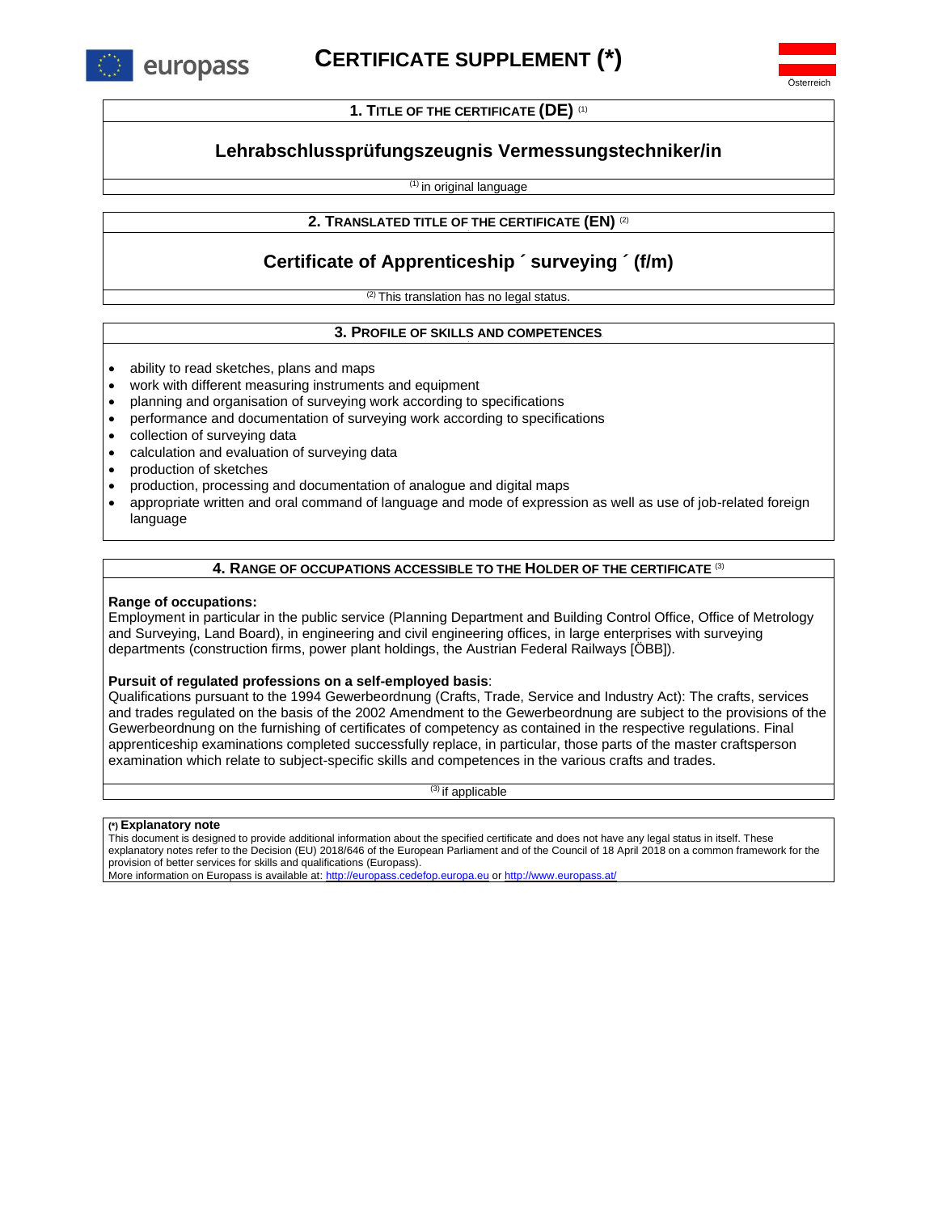europass

# CERTIFICATE SUPPLEMENT (*)

Österreich

## 1. TITLE OF THE CERTIFICATE (DE) [1]

### Lehrabschlussprüfungszeugnis Vermessungstechniker/in

[1] in original language

## 2. TRANSLATED TITLE OF THE CERTIFICATE (EN) [2]

### Certificate of Apprenticeship ´ surveying ´ (f/m)

[2] This translation has no legal status.

## 3. PROFILE OF SKILLS AND COMPETENCES

- ability to read sketches, plans and maps
- work with different measuring instruments and equipment
- planning and organisation of surveying work according to specifications
- performance and documentation of surveying work according to specifications
- collection of surveying data
- calculation and evaluation of surveying data
- production of sketches
- production, processing and documentation of analogue and digital maps
- appropriate written and oral command of language and mode of expression as well as use of job-related foreign language

## 4. RANGE OF OCCUPATIONS ACCESSIBLE TO THE HOLDER OF THE CERTIFICATE [3]

**Range of occupations:**
Employment in particular in the public service (Planning Department and Building Control Office, Office of Metrology and Surveying, Land Board), in engineering and civil engineering offices, in large enterprises with surveying departments (construction firms, power plant holdings, the Austrian Federal Railways [ÖBB]).

**Pursuit of regulated professions on a self-employed basis**:
Qualifications pursuant to the 1994 Gewerbeordnung (Crafts, Trade, Service and Industry Act): The crafts, services and trades regulated on the basis of the 2002 Amendment to the Gewerbeordnung are subject to the provisions of the Gewerbeordnung on the furnishing of certificates of competency as contained in the respective regulations. Final apprenticeship examinations completed successfully replace, in particular, those parts of the master craftsperson examination which relate to subject-specific skills and competences in the various crafts and trades.

[3] if applicable

**(*) Explanatory note**
This document is designed to provide additional information about the specified certificate and does not have any legal status in itself. These explanatory notes refer to the Decision (EU) 2018/646 of the European Parliament and of the Council of 18 April 2018 on a common framework for the provision of better services for skills and qualifications (Europass).
More information on Europass is available at: http://europass.cedefop.europa.eu or http://www.europass.at/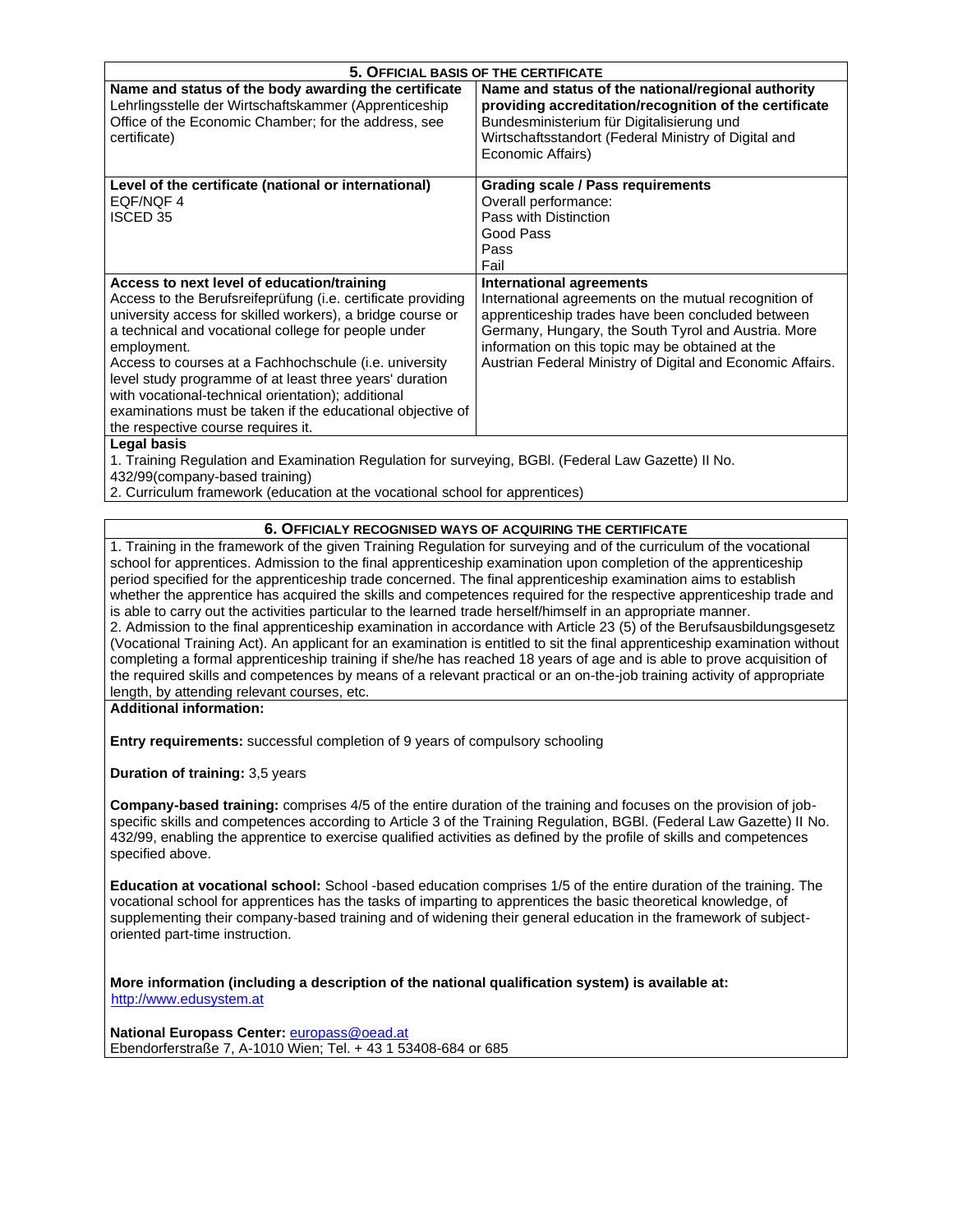## 5. Official basis of the certificate

| | |
|---|---|
| **Name and status of the body awarding the certificate**<br>Lehrlingsstelle der Wirtschaftskammer (Apprenticeship Office of the Economic Chamber; for the address, see certificate) | **Name and status of the national/regional authority providing accreditation/recognition of the certificate**<br>Bundesministerium für Digitalisierung und Wirtschaftsstandort (Federal Ministry of Digital and Economic Affairs) |
| **Level of the certificate (national or international)**<br>EQF/NQF 4<br>ISCED 35 | **Grading scale / Pass requirements**<br>Overall performance:<br>Pass with Distinction<br>Good Pass<br>Pass<br>Fail |
| **Access to next level of education/training**<br>Access to the Berufsreifeprüfung (i.e. certificate providing university access for skilled workers), a bridge course or a technical and vocational college for people under employment.<br>Access to courses at a Fachhochschule (i.e. university level study programme of at least three years' duration with vocational-technical orientation); additional examinations must be taken if the educational objective of the respective course requires it. | **International agreements**<br>International agreements on the mutual recognition of apprenticeship trades have been concluded between Germany, Hungary, the South Tyrol and Austria. More information on this topic may be obtained at the Austrian Federal Ministry of Digital and Economic Affairs. |

**Legal basis**

1. Training Regulation and Examination Regulation for surveying, BGBl. (Federal Law Gazette) II No. 432/99(company-based training)
2. Curriculum framework (education at the vocational school for apprentices)

## 6. Officialy recognised ways of acquiring the certificate

1. Training in the framework of the given Training Regulation for surveying and of the curriculum of the vocational school for apprentices. Admission to the final apprenticeship examination upon completion of the apprenticeship period specified for the apprenticeship trade concerned. The final apprenticeship examination aims to establish whether the apprentice has acquired the skills and competences required for the respective apprenticeship trade and is able to carry out the activities particular to the learned trade herself/himself in an appropriate manner.
2. Admission to the final apprenticeship examination in accordance with Article 23 (5) of the Berufsausbildungsgesetz (Vocational Training Act). An applicant for an examination is entitled to sit the final apprenticeship examination without completing a formal apprenticeship training if she/he has reached 18 years of age and is able to prove acquisition of the required skills and competences by means of a relevant practical or an on-the-job training activity of appropriate length, by attending relevant courses, etc.

**Additional information:**

**Entry requirements:** successful completion of 9 years of compulsory schooling

**Duration of training:** 3,5 years

**Company-based training:** comprises 4/5 of the entire duration of the training and focuses on the provision of job-specific skills and competences according to Article 3 of the Training Regulation, BGBl. (Federal Law Gazette) II No. 432/99, enabling the apprentice to exercise qualified activities as defined by the profile of skills and competences specified above.

**Education at vocational school:** School -based education comprises 1/5 of the entire duration of the training. The vocational school for apprentices has the tasks of imparting to apprentices the basic theoretical knowledge, of supplementing their company-based training and of widening their general education in the framework of subject-oriented part-time instruction.

**More information (including a description of the national qualification system) is available at:**
http://www.edusystem.at

**National Europass Center:** europass@oead.at
Ebendorferstraße 7, A-1010 Wien; Tel. + 43 1 53408-684 or 685